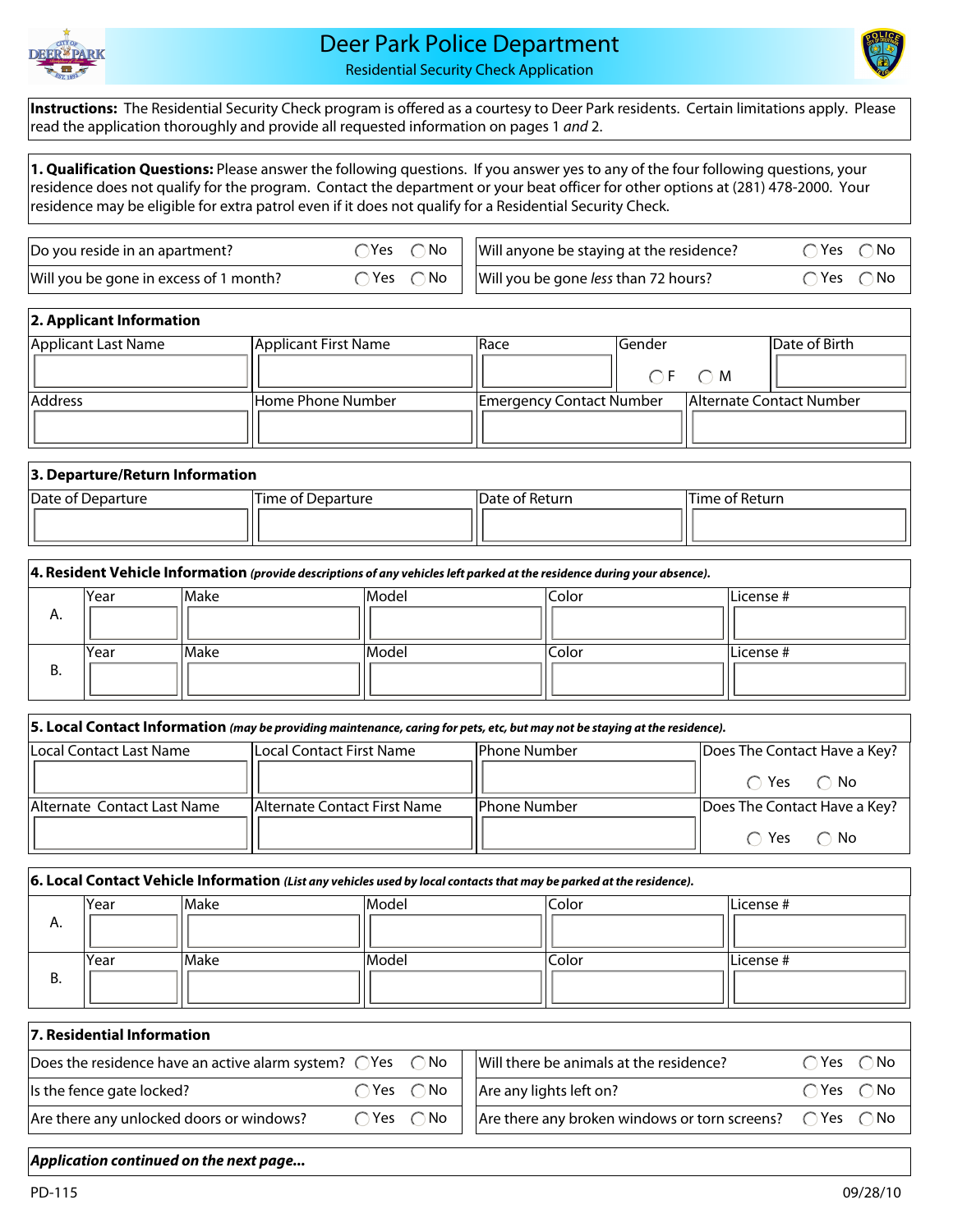# Deer Park Police Department

## Residential Security Check Application

**Instructions:** The Residential Security Check program is offered as a courtesy to Deer Park residents. Certain limitations apply. Please read the application thoroughly and provide all requested information on pages 1 *and* 2.

**1. Qualification Questions:** Please answer the following questions. If you answer yes to any of the four following questions, your residence does not qualify for the program. Contact the department or your beat officer for other options at (281) 478-2000. Your residence may be eligible for extra patrol even if it does not qualify for a Residential Security Check.

| Question | Answer | Question | Answer |
|---|---|---|---|
| Do you reside in an apartment? | ◯ Yes ◯ No | Will anyone be staying at the residence? | ◯ Yes ◯ No |
| Will you be gone in excess of 1 month? | ◯ Yes ◯ No | Will you be gone *less* than 72 hours? | ◯ Yes ◯ No |

### 2. Applicant Information

| Applicant Last Name | Applicant First Name | Race | Gender | Date of Birth |
|---|---|---|---|---|
| | | | ◯ F ◯ M | |

| Address | Home Phone Number | Emergency Contact Number | Alternate Contact Number |
|---|---|---|---|
| | | | |

### 3. Departure/Return Information

| Date of Departure | Time of Departure | Date of Return | Time of Return |
|---|---|---|---|
| | | | |

### 4. Resident Vehicle Information *(provide descriptions of any vehicles left parked at the residence during your absence).*

| | Year | Make | Model | Color | License # |
|---|---|---|---|---|---|
| A. | | | | | |
| B. | | | | | |

### 5. Local Contact Information *(may be providing maintenance, caring for pets, etc, but may not be staying at the residence).*

| Local Contact Last Name | Local Contact First Name | Phone Number | Does The Contact Have a Key? |
|---|---|---|---|
| | | | ◯ Yes ◯ No |

| Alternate Contact Last Name | Alternate Contact First Name | Phone Number | Does The Contact Have a Key? |
|---|---|---|---|
| | | | ◯ Yes ◯ No |

### 6. Local Contact Vehicle Information *(List any vehicles used by local contacts that may be parked at the residence).*

| | Year | Make | Model | Color | License # |
|---|---|---|---|---|---|
| A. | | | | | |
| B. | | | | | |

### 7. Residential Information

| Question | Answer | Question | Answer |
|---|---|---|---|
| Does the residence have an active alarm system? | ◯ Yes ◯ No | Will there be animals at the residence? | ◯ Yes ◯ No |
| Is the fence gate locked? | ◯ Yes ◯ No | Are any lights left on? | ◯ Yes ◯ No |
| Are there any unlocked doors or windows? | ◯ Yes ◯ No | Are there any broken windows or torn screens? | ◯ Yes ◯ No |

***Application continued on the next page...***

PD-115 09/28/10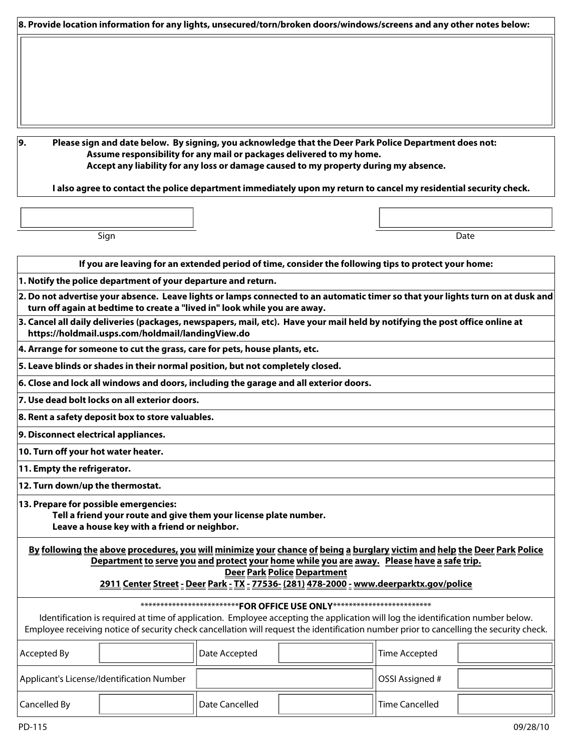**8. Provide location information for any lights, unsecured/torn/broken doors/windows/screens and any other notes below:**

**9. Please sign and date below. By signing, you acknowledge that the Deer Park Police Department does not:**

**Assume responsibility for any mail or packages delivered to my home.**

**Accept any liability for any loss or damage caused to my property during my absence.**

**I also agree to contact the police department immediately upon my return to cancel my residential security check.**

Sign

Date

**If you are leaving for an extended period of time, consider the following tips to protect your home:**

1. **Notify the police department of your departure and return.**
2. **Do not advertise your absence. Leave lights or lamps connected to an automatic timer so that your lights turn on at dusk and turn off again at bedtime to create a "lived in" look while you are away.**
3. **Cancel all daily deliveries (packages, newspapers, mail, etc). Have your mail held by notifying the post office online at https://holdmail.usps.com/holdmail/landingView.do**
4. **Arrange for someone to cut the grass, care for pets, house plants, etc.**
5. **Leave blinds or shades in their normal position, but not completely closed.**
6. **Close and lock all windows and doors, including the garage and all exterior doors.**
7. **Use dead bolt locks on all exterior doors.**
8. **Rent a safety deposit box to store valuables.**
9. **Disconnect electrical appliances.**
10. **Turn off your hot water heater.**
11. **Empty the refrigerator.**
12. **Turn down/up the thermostat.**
13. **Prepare for possible emergencies:**
    - **Tell a friend your route and give them your license plate number.**
    - **Leave a house key with a friend or neighbor.**

**By following the above procedures, you will minimize your chance of being a burglary victim and help the Deer Park Police Department to serve you and protect your home while you are away. Please have a safe trip.**

**Deer Park Police Department**

**2911 Center Street - Deer Park - TX - 77536- (281) 478-2000 - www.deerparktx.gov/police**

************************FOR OFFICE USE ONLY************************

Identification is required at time of application. Employee accepting the application will log the identification number below. Employee receiving notice of security check cancellation will request the identification number prior to cancelling the security check.

| | | | | | |
|---|---|---|---|---|---|
| Accepted By | | Date Accepted | | Time Accepted | |
| Applicant's License/Identification Number | | | | OSSI Assigned # | |
| Cancelled By | | Date Cancelled | | Time Cancelled | |

PD-115 09/28/10